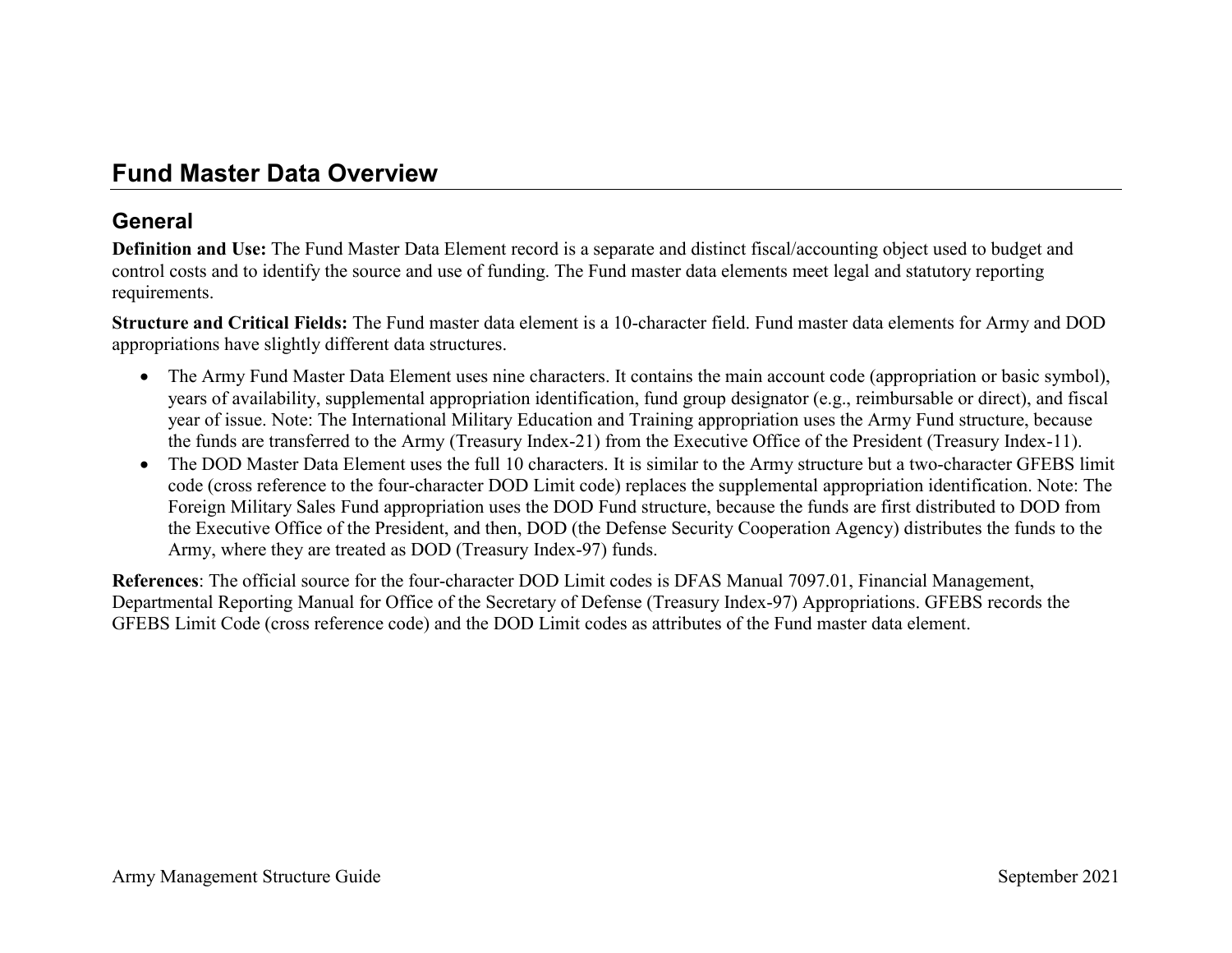# Fund Master Data Overview

## General

**Definition and Use:** The Fund Master Data Element record is a separate and distinct fiscal/accounting object used to budget and control costs and to identify the source and use of funding. The Fund master data elements meet legal and statutory reporting requirements.

**Structure and Critical Fields:** The Fund master data element is a 10-character field. Fund master data elements for Army and DOD appropriations have slightly different data structures.

- The Army Fund Master Data Element uses nine characters. It contains the main account code (appropriation or basic symbol), years of availability, supplemental appropriation identification, fund group designator (e.g., reimbursable or direct), and fiscal year of issue. Note: The International Military Education and Training appropriation uses the Army Fund structure, because the funds are transferred to the Army (Treasury Index-21) from the Executive Office of the President (Treasury Index-11).
- The DOD Master Data Element uses the full 10 characters. It is similar to the Army structure but a two-character GFEBS limit code (cross reference to the four-character DOD Limit code) replaces the supplemental appropriation identification. Note: The Foreign Military Sales Fund appropriation uses the DOD Fund structure, because the funds are first distributed to DOD from the Executive Office of the President, and then, DOD (the Defense Security Cooperation Agency) distributes the funds to the Army, where they are treated as DOD (Treasury Index-97) funds.

**References**: The official source for the four-character DOD Limit codes is DFAS Manual 7097.01, Financial Management, Departmental Reporting Manual for Office of the Secretary of Defense (Treasury Index-97) Appropriations. GFEBS records the GFEBS Limit Code (cross reference code) and the DOD Limit codes as attributes of the Fund master data element.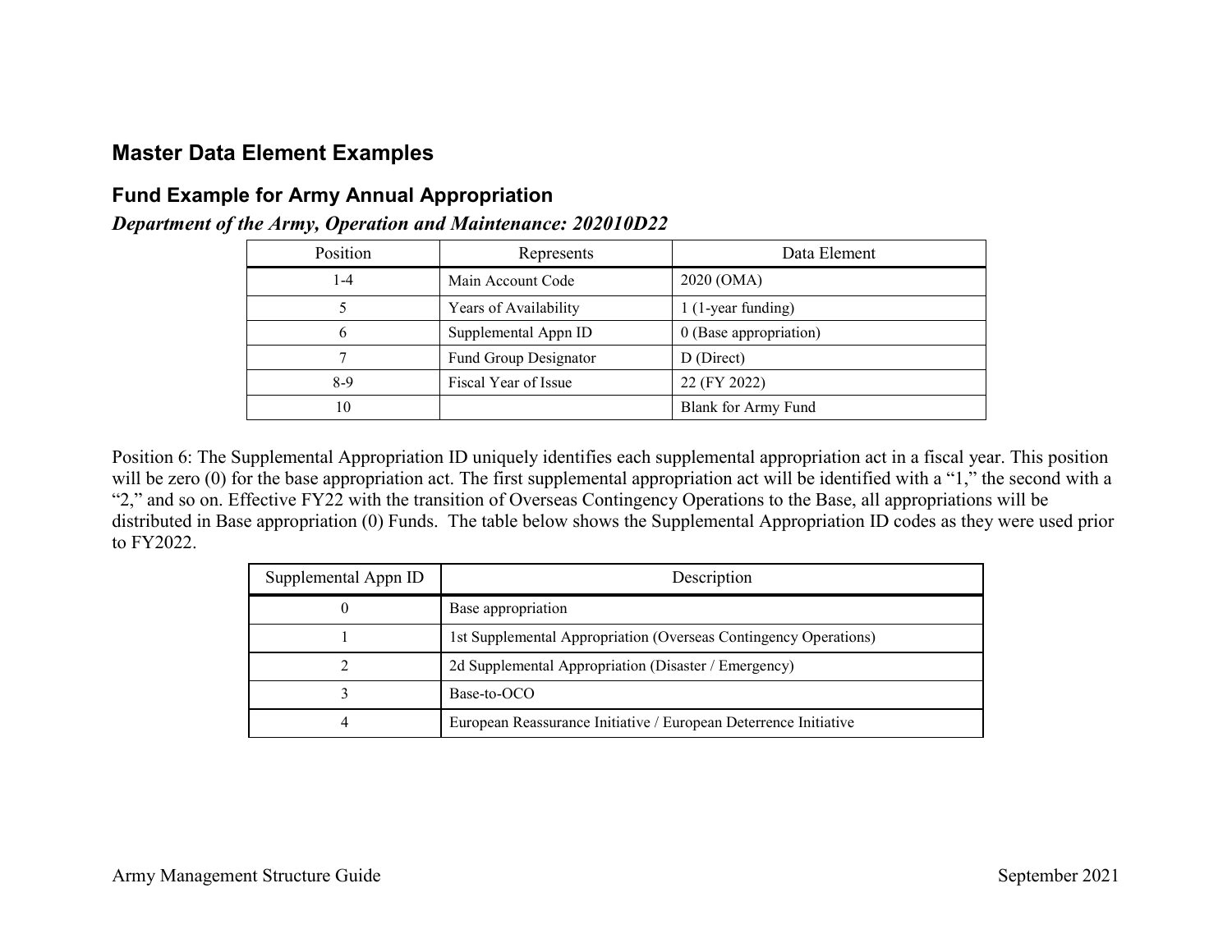## Master Data Element Examples

### Fund Example for Army Annual Appropriation

***Department of the Army, Operation and Maintenance: 202010D22***

| Position | Represents | Data Element |
|---|---|---|
| 1-4 | Main Account Code | 2020 (OMA) |
| 5 | Years of Availability | 1 (1-year funding) |
| 6 | Supplemental Appn ID | 0 (Base appropriation) |
| 7 | Fund Group Designator | D (Direct) |
| 8-9 | Fiscal Year of Issue | 22 (FY 2022) |
| 10 | | Blank for Army Fund |

Position 6: The Supplemental Appropriation ID uniquely identifies each supplemental appropriation act in a fiscal year. This position will be zero (0) for the base appropriation act. The first supplemental appropriation act will be identified with a "1," the second with a "2," and so on. Effective FY22 with the transition of Overseas Contingency Operations to the Base, all appropriations will be distributed in Base appropriation (0) Funds. The table below shows the Supplemental Appropriation ID codes as they were used prior to FY2022.

| Supplemental Appn ID | Description |
|---|---|
| 0 | Base appropriation |
| 1 | 1st Supplemental Appropriation (Overseas Contingency Operations) |
| 2 | 2d Supplemental Appropriation (Disaster / Emergency) |
| 3 | Base-to-OCO |
| 4 | European Reassurance Initiative / European Deterrence Initiative |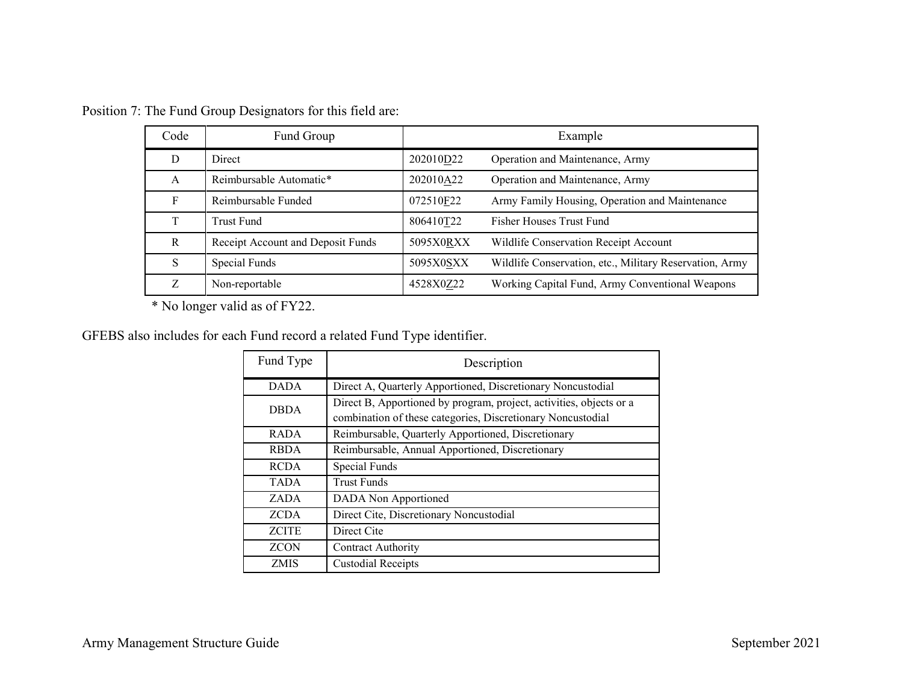Position 7: The Fund Group Designators for this field are:

| Code | Fund Group | Example | |
|---|---|---|---|
| D | Direct | 202010D22 | Operation and Maintenance, Army |
| A | Reimbursable Automatic* | 202010A22 | Operation and Maintenance, Army |
| F | Reimbursable Funded | 072510F22 | Army Family Housing, Operation and Maintenance |
| T | Trust Fund | 806410T22 | Fisher Houses Trust Fund |
| R | Receipt Account and Deposit Funds | 5095X0RXX | Wildlife Conservation Receipt Account |
| S | Special Funds | 5095X0SXX | Wildlife Conservation, etc., Military Reservation, Army |
| Z | Non-reportable | 4528X0Z22 | Working Capital Fund, Army Conventional Weapons |

* No longer valid as of FY22.

GFEBS also includes for each Fund record a related Fund Type identifier.

| Fund Type | Description |
|---|---|
| DADA | Direct A, Quarterly Apportioned, Discretionary Noncustodial |
| DBDA | Direct B, Apportioned by program, project, activities, objects or a combination of these categories, Discretionary Noncustodial |
| RADA | Reimbursable, Quarterly Apportioned, Discretionary |
| RBDA | Reimbursable, Annual Apportioned, Discretionary |
| RCDA | Special Funds |
| TADA | Trust Funds |
| ZADA | DADA Non Apportioned |
| ZCDA | Direct Cite, Discretionary Noncustodial |
| ZCITE | Direct Cite |
| ZCON | Contract Authority |
| ZMIS | Custodial Receipts |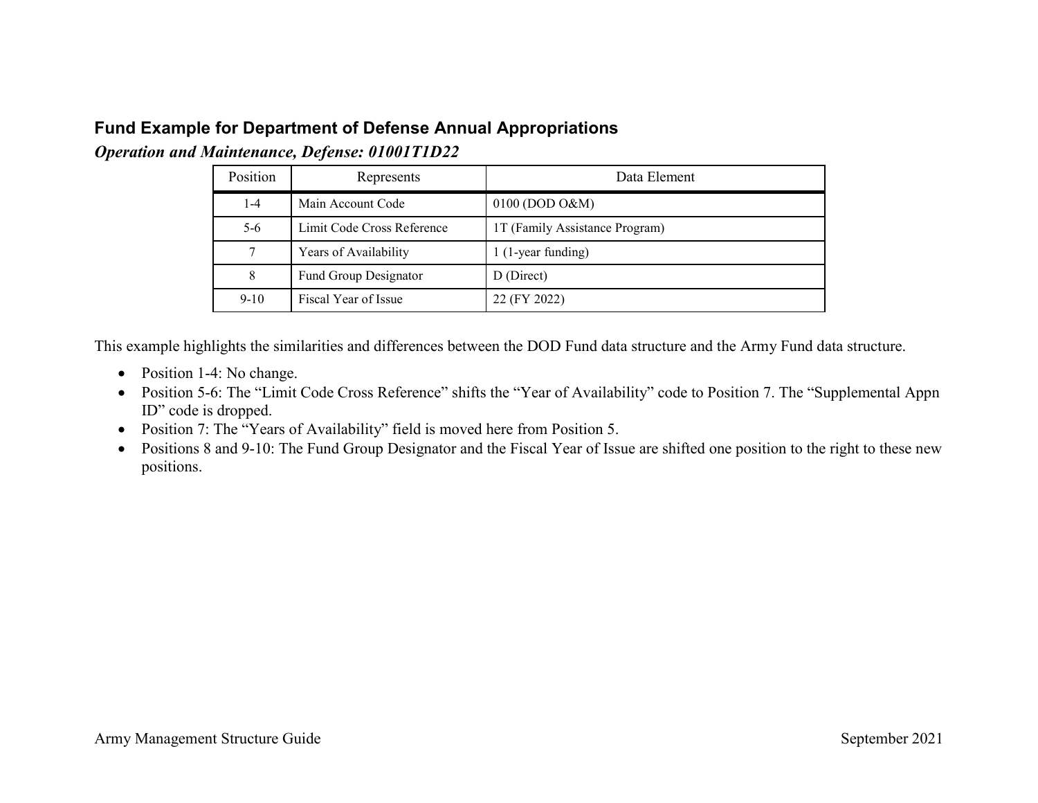## Fund Example for Department of Defense Annual Appropriations

### *Operation and Maintenance, Defense: 01001T1D22*

| Position | Represents | Data Element |
|---|---|---|
| 1-4 | Main Account Code | 0100 (DOD O&M) |
| 5-6 | Limit Code Cross Reference | 1T (Family Assistance Program) |
| 7 | Years of Availability | 1 (1-year funding) |
| 8 | Fund Group Designator | D (Direct) |
| 9-10 | Fiscal Year of Issue | 22 (FY 2022) |

This example highlights the similarities and differences between the DOD Fund data structure and the Army Fund data structure.

- Position 1-4: No change.
- Position 5-6: The "Limit Code Cross Reference" shifts the "Year of Availability" code to Position 7. The "Supplemental Appn ID" code is dropped.
- Position 7: The "Years of Availability" field is moved here from Position 5.
- Positions 8 and 9-10: The Fund Group Designator and the Fiscal Year of Issue are shifted one position to the right to these new positions.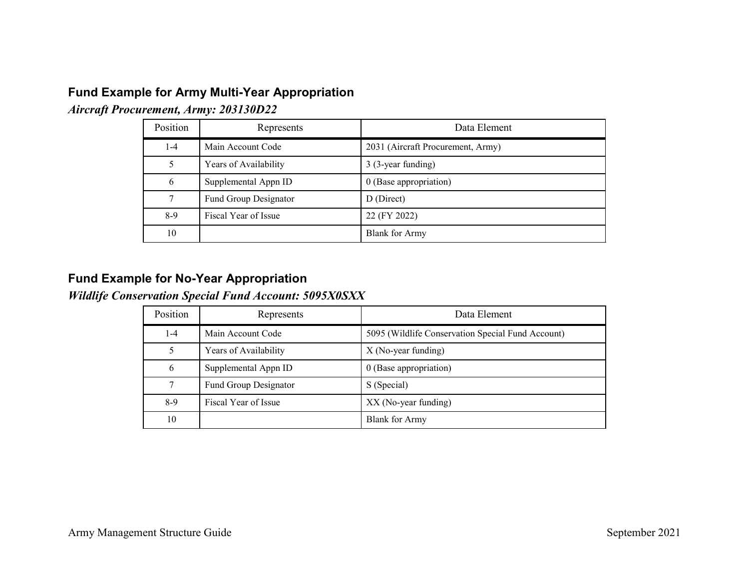## Fund Example for Army Multi-Year Appropriation

### *Aircraft Procurement, Army: 203130D22*

| Position | Represents | Data Element |
|---|---|---|
| 1-4 | Main Account Code | 2031 (Aircraft Procurement, Army) |
| 5 | Years of Availability | 3 (3-year funding) |
| 6 | Supplemental Appn ID | 0 (Base appropriation) |
| 7 | Fund Group Designator | D (Direct) |
| 8-9 | Fiscal Year of Issue | 22 (FY 2022) |
| 10 | | Blank for Army |

## Fund Example for No-Year Appropriation

### *Wildlife Conservation Special Fund Account: 5095X0SXX*

| Position | Represents | Data Element |
|---|---|---|
| 1-4 | Main Account Code | 5095 (Wildlife Conservation Special Fund Account) |
| 5 | Years of Availability | X (No-year funding) |
| 6 | Supplemental Appn ID | 0 (Base appropriation) |
| 7 | Fund Group Designator | S (Special) |
| 8-9 | Fiscal Year of Issue | XX (No-year funding) |
| 10 | | Blank for Army |